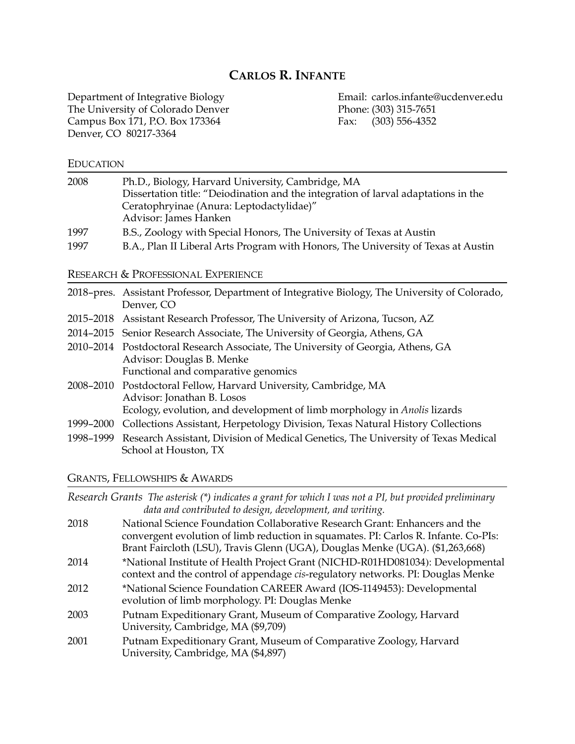# CARLOS R. INFANTE

Department of Integrative Biology
The University of Colorado Denver
Campus Box 171, P.O. Box 173364
Denver, CO 80217-3364

Email: carlos.infante@ucdenver.edu
Phone: (303) 315-7651
Fax: (303) 556-4352

## EDUCATION

| | |
|---|---|
| 2008 | Ph.D., Biology, Harvard University, Cambridge, MA<br>Dissertation title: "Deiodination and the integration of larval adaptations in the Ceratophryinae (Anura: Leptodactylidae)"<br>Advisor: James Hanken |
| 1997 | B.S., Zoology with Special Honors, The University of Texas at Austin |
| 1997 | B.A., Plan II Liberal Arts Program with Honors, The University of Texas at Austin |

## RESEARCH & PROFESSIONAL EXPERIENCE

| | |
|---|---|
| 2018–pres. | Assistant Professor, Department of Integrative Biology, The University of Colorado, Denver, CO |
| 2015–2018 | Assistant Research Professor, The University of Arizona, Tucson, AZ |
| 2014–2015 | Senior Research Associate, The University of Georgia, Athens, GA |
| 2010–2014 | Postdoctoral Research Associate, The University of Georgia, Athens, GA<br>Advisor: Douglas B. Menke<br>Functional and comparative genomics |
| 2008–2010 | Postdoctoral Fellow, Harvard University, Cambridge, MA<br>Advisor: Jonathan B. Losos<br>Ecology, evolution, and development of limb morphology in *Anolis* lizards |
| 1999–2000 | Collections Assistant, Herpetology Division, Texas Natural History Collections |
| 1998–1999 | Research Assistant, Division of Medical Genetics, The University of Texas Medical School at Houston, TX |

## GRANTS, FELLOWSHIPS & AWARDS

*Research Grants* *The asterisk (*) indicates a grant for which I was not a PI, but provided preliminary data and contributed to design, development, and writing.*

| | |
|---|---|
| 2018 | National Science Foundation Collaborative Research Grant: Enhancers and the convergent evolution of limb reduction in squamates. PI: Carlos R. Infante. Co-PIs: Brant Faircloth (LSU), Travis Glenn (UGA), Douglas Menke (UGA). ($1,263,668) |
| 2014 | *National Institute of Health Project Grant (NICHD-R01HD081034): Developmental context and the control of appendage *cis*-regulatory networks. PI: Douglas Menke |
| 2012 | *National Science Foundation CAREER Award (IOS-1149453): Developmental evolution of limb morphology. PI: Douglas Menke |
| 2003 | Putnam Expeditionary Grant, Museum of Comparative Zoology, Harvard University, Cambridge, MA ($9,709) |
| 2001 | Putnam Expeditionary Grant, Museum of Comparative Zoology, Harvard University, Cambridge, MA ($4,897) |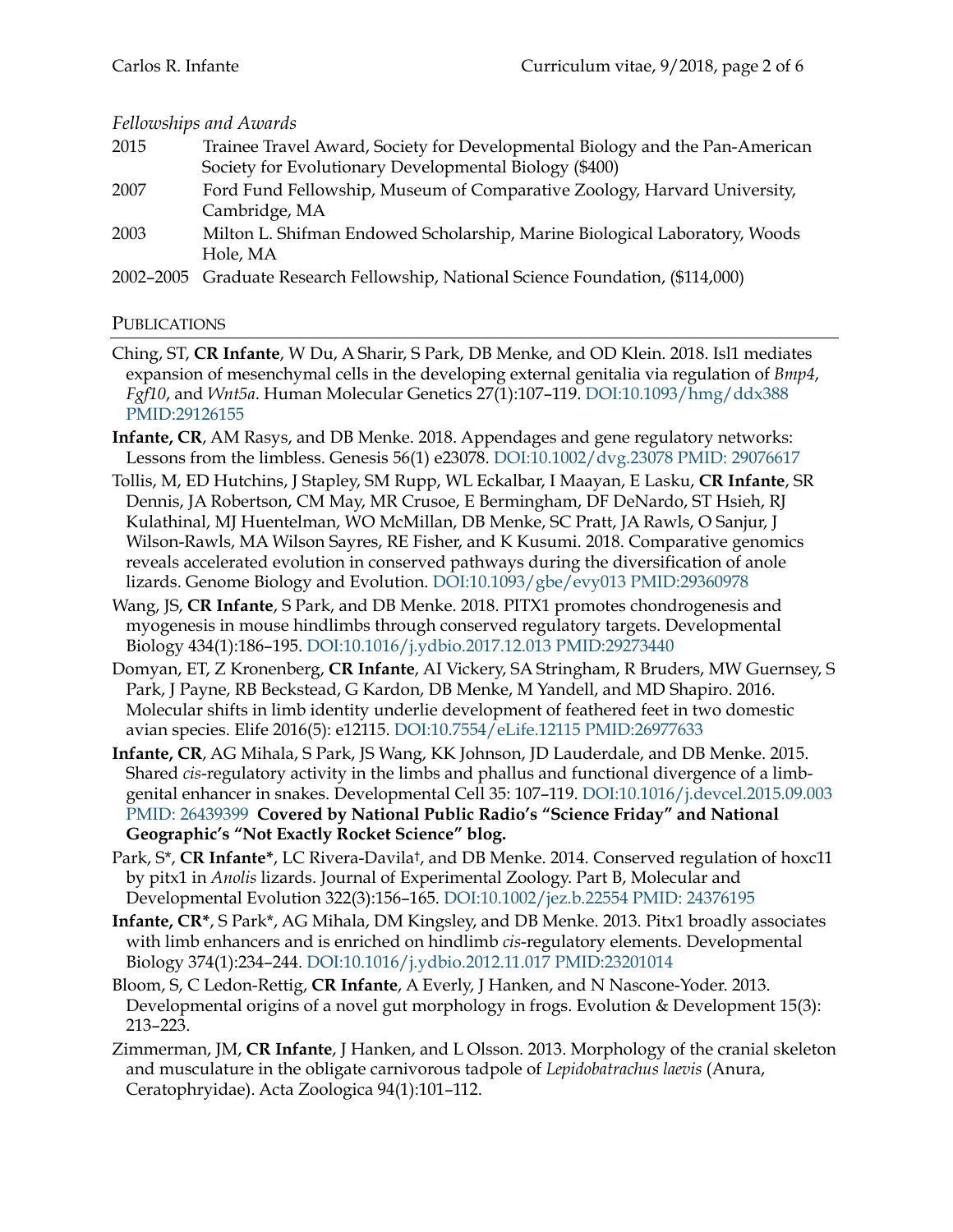*Fellowships and Awards*

2015 Trainee Travel Award, Society for Developmental Biology and the Pan-American Society for Evolutionary Developmental Biology ($400)

2007 Ford Fund Fellowship, Museum of Comparative Zoology, Harvard University, Cambridge, MA

2003 Milton L. Shifman Endowed Scholarship, Marine Biological Laboratory, Woods Hole, MA

2002–2005 Graduate Research Fellowship, National Science Foundation, ($114,000)

## PUBLICATIONS

Ching, ST, **CR Infante**, W Du, A Sharir, S Park, DB Menke, and OD Klein. 2018. Isl1 mediates expansion of mesenchymal cells in the developing external genitalia via regulation of *Bmp4*, *Fgf10*, and *Wnt5a*. Human Molecular Genetics 27(1):107–119. DOI:10.1093/hmg/ddx388 PMID:29126155

**Infante, CR**, AM Rasys, and DB Menke. 2018. Appendages and gene regulatory networks: Lessons from the limbless. Genesis 56(1) e23078. DOI:10.1002/dvg.23078 PMID: 29076617

Tollis, M, ED Hutchins, J Stapley, SM Rupp, WL Eckalbar, I Maayan, E Lasku, **CR Infante**, SR Dennis, JA Robertson, CM May, MR Crusoe, E Bermingham, DF DeNardo, ST Hsieh, RJ Kulathinal, MJ Huentelman, WO McMillan, DB Menke, SC Pratt, JA Rawls, O Sanjur, J Wilson-Rawls, MA Wilson Sayres, RE Fisher, and K Kusumi. 2018. Comparative genomics reveals accelerated evolution in conserved pathways during the diversification of anole lizards. Genome Biology and Evolution. DOI:10.1093/gbe/evy013 PMID:29360978

Wang, JS, **CR Infante**, S Park, and DB Menke. 2018. PITX1 promotes chondrogenesis and myogenesis in mouse hindlimbs through conserved regulatory targets. Developmental Biology 434(1):186–195. DOI:10.1016/j.ydbio.2017.12.013 PMID:29273440

Domyan, ET, Z Kronenberg, **CR Infante**, AI Vickery, SA Stringham, R Bruders, MW Guernsey, S Park, J Payne, RB Beckstead, G Kardon, DB Menke, M Yandell, and MD Shapiro. 2016. Molecular shifts in limb identity underlie development of feathered feet in two domestic avian species. Elife 2016(5): e12115. DOI:10.7554/eLife.12115 PMID:26977633

**Infante, CR**, AG Mihala, S Park, JS Wang, KK Johnson, JD Lauderdale, and DB Menke. 2015. Shared *cis*-regulatory activity in the limbs and phallus and functional divergence of a limb-genital enhancer in snakes. Developmental Cell 35: 107–119. DOI:10.1016/j.devcel.2015.09.003 PMID: 26439399 **Covered by National Public Radio's "Science Friday" and National Geographic's "Not Exactly Rocket Science" blog.**

Park, S*, **CR Infante***, LC Rivera-Davila†, and DB Menke. 2014. Conserved regulation of hoxc11 by pitx1 in *Anolis* lizards. Journal of Experimental Zoology. Part B, Molecular and Developmental Evolution 322(3):156–165. DOI:10.1002/jez.b.22554 PMID: 24376195

**Infante, CR***, S Park*, AG Mihala, DM Kingsley, and DB Menke. 2013. Pitx1 broadly associates with limb enhancers and is enriched on hindlimb *cis*-regulatory elements. Developmental Biology 374(1):234–244. DOI:10.1016/j.ydbio.2012.11.017 PMID:23201014

Bloom, S, C Ledon-Rettig, **CR Infante**, A Everly, J Hanken, and N Nascone-Yoder. 2013. Developmental origins of a novel gut morphology in frogs. Evolution & Development 15(3): 213–223.

Zimmerman, JM, **CR Infante**, J Hanken, and L Olsson. 2013. Morphology of the cranial skeleton and musculature in the obligate carnivorous tadpole of *Lepidobatrachus laevis* (Anura, Ceratophryidae). Acta Zoologica 94(1):101–112.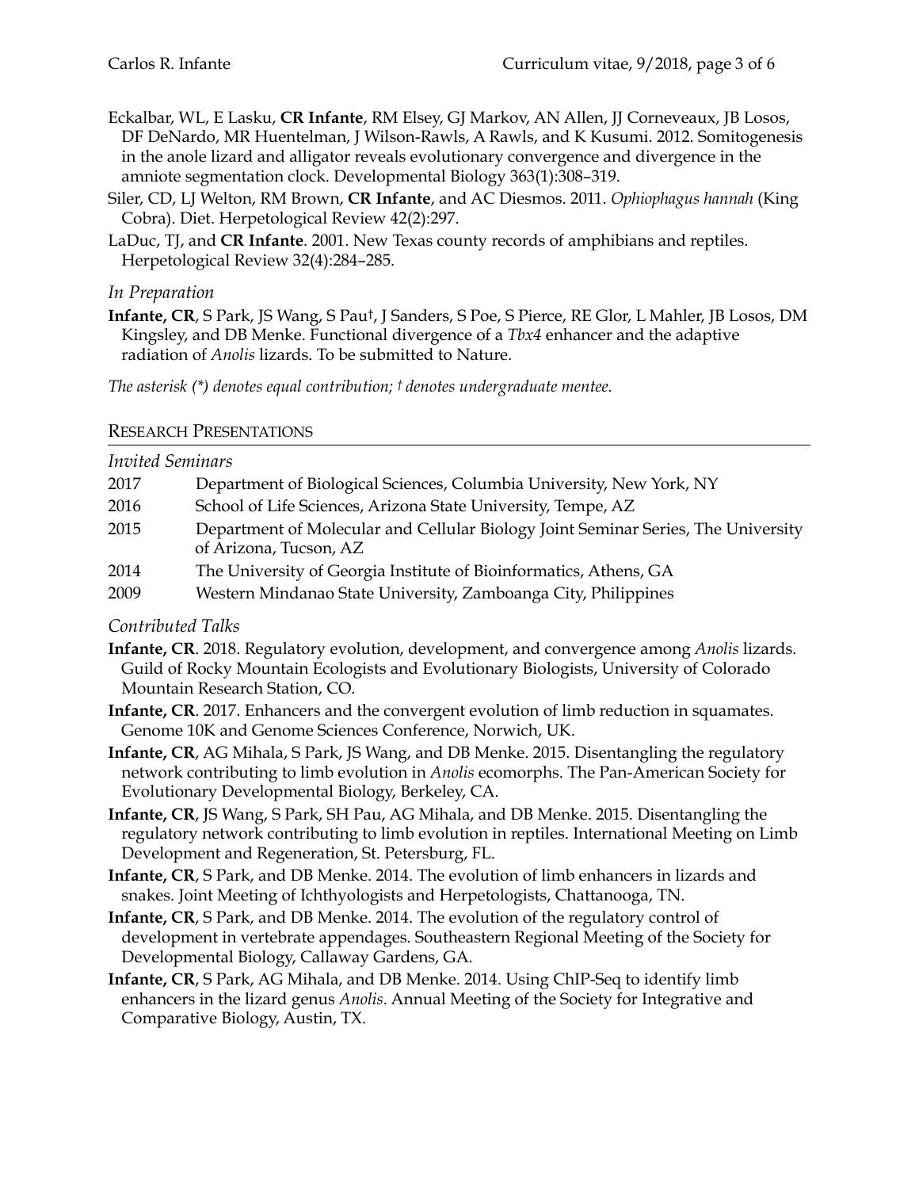Eckalbar, WL, E Lasku, **CR Infante**, RM Elsey, GJ Markov, AN Allen, JJ Corneveaux, JB Losos, DF DeNardo, MR Huentelman, J Wilson-Rawls, A Rawls, and K Kusumi. 2012. Somitogenesis in the anole lizard and alligator reveals evolutionary convergence and divergence in the amniote segmentation clock. Developmental Biology 363(1):308–319.

Siler, CD, LJ Welton, RM Brown, **CR Infante**, and AC Diesmos. 2011. *Ophiophagus hannah* (King Cobra). Diet. Herpetological Review 42(2):297.

LaDuc, TJ, and **CR Infante**. 2001. New Texas county records of amphibians and reptiles. Herpetological Review 32(4):284–285.

*In Preparation*

**Infante, CR**, S Park, JS Wang, S Pau†, J Sanders, S Poe, S Pierce, RE Glor, L Mahler, JB Losos, DM Kingsley, and DB Menke. Functional divergence of a *Tbx4* enhancer and the adaptive radiation of *Anolis* lizards. To be submitted to Nature.

*The asterisk (*) denotes equal contribution; † denotes undergraduate mentee.*

## Research Presentations

*Invited Seminars*

| | |
|---|---|
| 2017 | Department of Biological Sciences, Columbia University, New York, NY |
| 2016 | School of Life Sciences, Arizona State University, Tempe, AZ |
| 2015 | Department of Molecular and Cellular Biology Joint Seminar Series, The University of Arizona, Tucson, AZ |
| 2014 | The University of Georgia Institute of Bioinformatics, Athens, GA |
| 2009 | Western Mindanao State University, Zamboanga City, Philippines |

*Contributed Talks*

**Infante, CR**. 2018. Regulatory evolution, development, and convergence among *Anolis* lizards. Guild of Rocky Mountain Ecologists and Evolutionary Biologists, University of Colorado Mountain Research Station, CO.

**Infante, CR**. 2017. Enhancers and the convergent evolution of limb reduction in squamates. Genome 10K and Genome Sciences Conference, Norwich, UK.

**Infante, CR**, AG Mihala, S Park, JS Wang, and DB Menke. 2015. Disentangling the regulatory network contributing to limb evolution in *Anolis* ecomorphs. The Pan-American Society for Evolutionary Developmental Biology, Berkeley, CA.

**Infante, CR**, JS Wang, S Park, SH Pau, AG Mihala, and DB Menke. 2015. Disentangling the regulatory network contributing to limb evolution in reptiles. International Meeting on Limb Development and Regeneration, St. Petersburg, FL.

**Infante, CR**, S Park, and DB Menke. 2014. The evolution of limb enhancers in lizards and snakes. Joint Meeting of Ichthyologists and Herpetologists, Chattanooga, TN.

**Infante, CR**, S Park, and DB Menke. 2014. The evolution of the regulatory control of development in vertebrate appendages. Southeastern Regional Meeting of the Society for Developmental Biology, Callaway Gardens, GA.

**Infante, CR**, S Park, AG Mihala, and DB Menke. 2014. Using ChIP-Seq to identify limb enhancers in the lizard genus *Anolis*. Annual Meeting of the Society for Integrative and Comparative Biology, Austin, TX.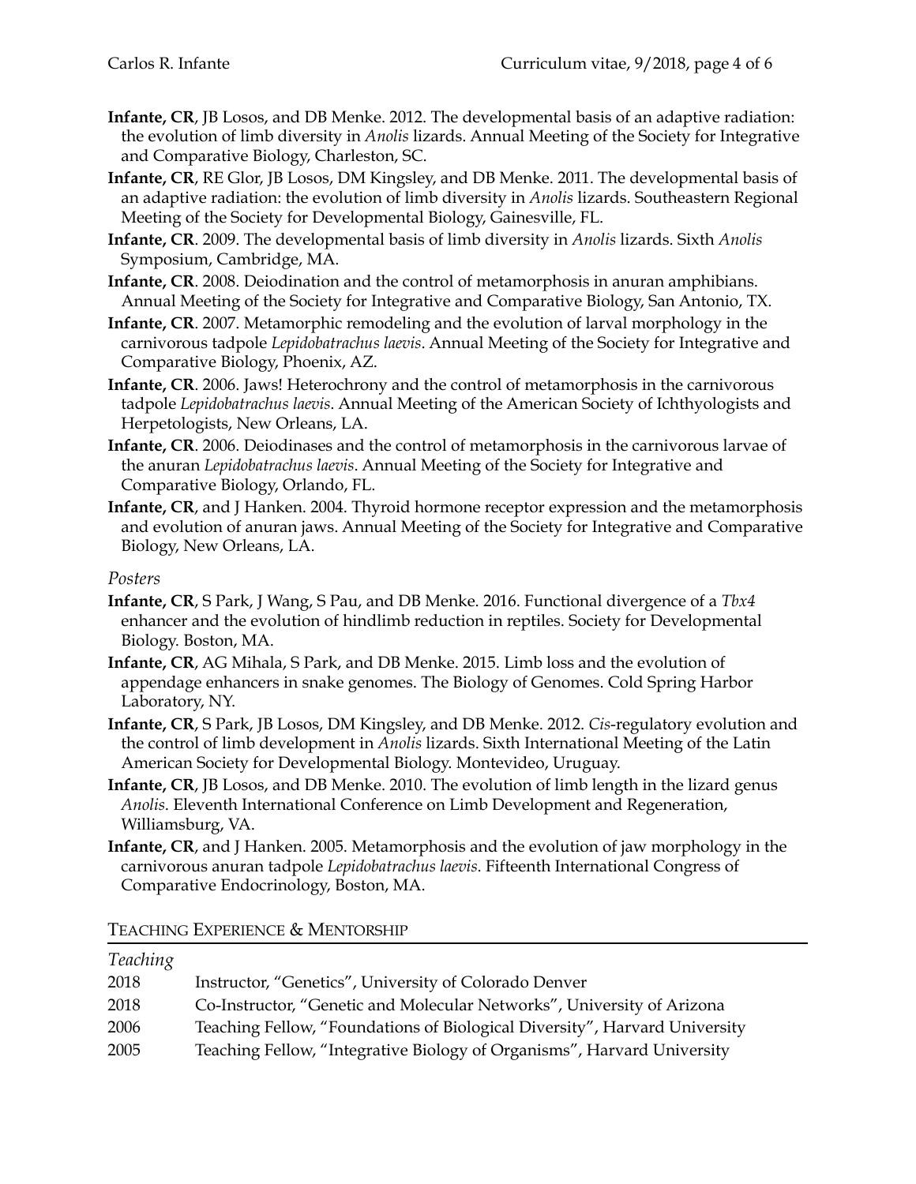**Infante, CR**, JB Losos, and DB Menke. 2012. The developmental basis of an adaptive radiation: the evolution of limb diversity in *Anolis* lizards. Annual Meeting of the Society for Integrative and Comparative Biology, Charleston, SC.

**Infante, CR**, RE Glor, JB Losos, DM Kingsley, and DB Menke. 2011. The developmental basis of an adaptive radiation: the evolution of limb diversity in *Anolis* lizards. Southeastern Regional Meeting of the Society for Developmental Biology, Gainesville, FL.

**Infante, CR**. 2009. The developmental basis of limb diversity in *Anolis* lizards. Sixth *Anolis* Symposium, Cambridge, MA.

**Infante, CR**. 2008. Deiodination and the control of metamorphosis in anuran amphibians. Annual Meeting of the Society for Integrative and Comparative Biology, San Antonio, TX.

**Infante, CR**. 2007. Metamorphic remodeling and the evolution of larval morphology in the carnivorous tadpole *Lepidobatrachus laevis*. Annual Meeting of the Society for Integrative and Comparative Biology, Phoenix, AZ.

**Infante, CR**. 2006. Jaws! Heterochrony and the control of metamorphosis in the carnivorous tadpole *Lepidobatrachus laevis*. Annual Meeting of the American Society of Ichthyologists and Herpetologists, New Orleans, LA.

**Infante, CR**. 2006. Deiodinases and the control of metamorphosis in the carnivorous larvae of the anuran *Lepidobatrachus laevis*. Annual Meeting of the Society for Integrative and Comparative Biology, Orlando, FL.

**Infante, CR**, and J Hanken. 2004. Thyroid hormone receptor expression and the metamorphosis and evolution of anuran jaws. Annual Meeting of the Society for Integrative and Comparative Biology, New Orleans, LA.

*Posters*

**Infante, CR**, S Park, J Wang, S Pau, and DB Menke. 2016. Functional divergence of a *Tbx4* enhancer and the evolution of hindlimb reduction in reptiles. Society for Developmental Biology. Boston, MA.

**Infante, CR**, AG Mihala, S Park, and DB Menke. 2015. Limb loss and the evolution of appendage enhancers in snake genomes. The Biology of Genomes. Cold Spring Harbor Laboratory, NY.

**Infante, CR**, S Park, JB Losos, DM Kingsley, and DB Menke. 2012. *Cis*-regulatory evolution and the control of limb development in *Anolis* lizards. Sixth International Meeting of the Latin American Society for Developmental Biology. Montevideo, Uruguay.

**Infante, CR**, JB Losos, and DB Menke. 2010. The evolution of limb length in the lizard genus *Anolis*. Eleventh International Conference on Limb Development and Regeneration, Williamsburg, VA.

**Infante, CR**, and J Hanken. 2005. Metamorphosis and the evolution of jaw morphology in the carnivorous anuran tadpole *Lepidobatrachus laevis*. Fifteenth International Congress of Comparative Endocrinology, Boston, MA.

## TEACHING EXPERIENCE & MENTORSHIP

*Teaching*

| | |
|---|---|
| 2018 | Instructor, "Genetics", University of Colorado Denver |
| 2018 | Co-Instructor, "Genetic and Molecular Networks", University of Arizona |
| 2006 | Teaching Fellow, "Foundations of Biological Diversity", Harvard University |
| 2005 | Teaching Fellow, "Integrative Biology of Organisms", Harvard University |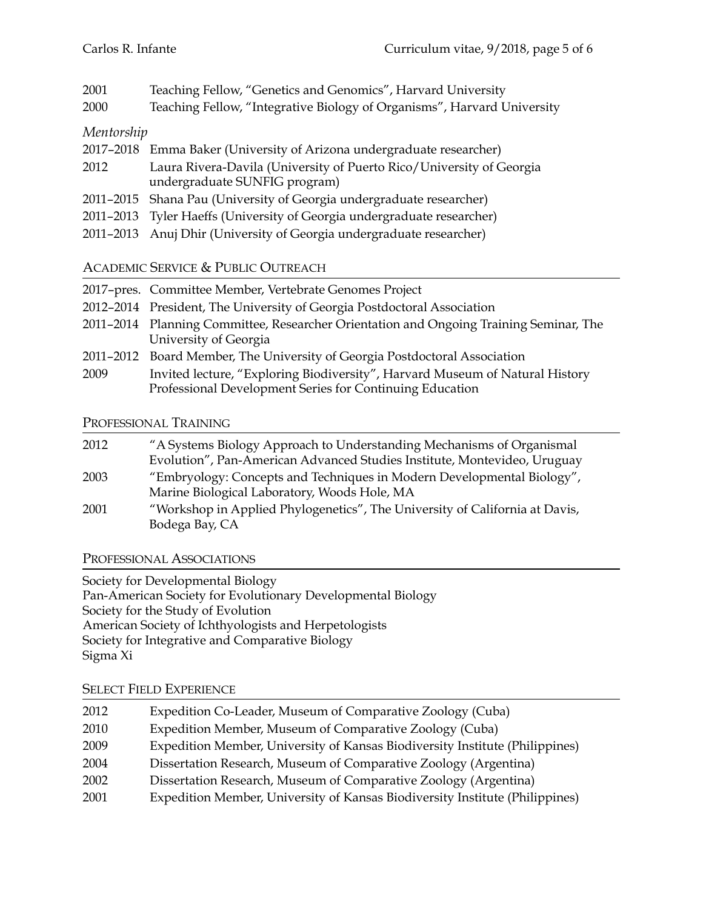2001 Teaching Fellow, "Genetics and Genomics", Harvard University
2000 Teaching Fellow, "Integrative Biology of Organisms", Harvard University

*Mentorship*

2017–2018 Emma Baker (University of Arizona undergraduate researcher)
2012 Laura Rivera-Davila (University of Puerto Rico/University of Georgia undergraduate SUNFIG program)
2011–2015 Shana Pau (University of Georgia undergraduate researcher)
2011–2013 Tyler Haeffs (University of Georgia undergraduate researcher)
2011–2013 Anuj Dhir (University of Georgia undergraduate researcher)

## Academic Service & Public Outreach

2017–pres. Committee Member, Vertebrate Genomes Project
2012–2014 President, The University of Georgia Postdoctoral Association
2011–2014 Planning Committee, Researcher Orientation and Ongoing Training Seminar, The University of Georgia
2011–2012 Board Member, The University of Georgia Postdoctoral Association
2009 Invited lecture, "Exploring Biodiversity", Harvard Museum of Natural History Professional Development Series for Continuing Education

## Professional Training

2012 "A Systems Biology Approach to Understanding Mechanisms of Organismal Evolution", Pan-American Advanced Studies Institute, Montevideo, Uruguay
2003 "Embryology: Concepts and Techniques in Modern Developmental Biology", Marine Biological Laboratory, Woods Hole, MA
2001 "Workshop in Applied Phylogenetics", The University of California at Davis, Bodega Bay, CA

## Professional Associations

Society for Developmental Biology
Pan-American Society for Evolutionary Developmental Biology
Society for the Study of Evolution
American Society of Ichthyologists and Herpetologists
Society for Integrative and Comparative Biology
Sigma Xi

## Select Field Experience

2012 Expedition Co-Leader, Museum of Comparative Zoology (Cuba)
2010 Expedition Member, Museum of Comparative Zoology (Cuba)
2009 Expedition Member, University of Kansas Biodiversity Institute (Philippines)
2004 Dissertation Research, Museum of Comparative Zoology (Argentina)
2002 Dissertation Research, Museum of Comparative Zoology (Argentina)
2001 Expedition Member, University of Kansas Biodiversity Institute (Philippines)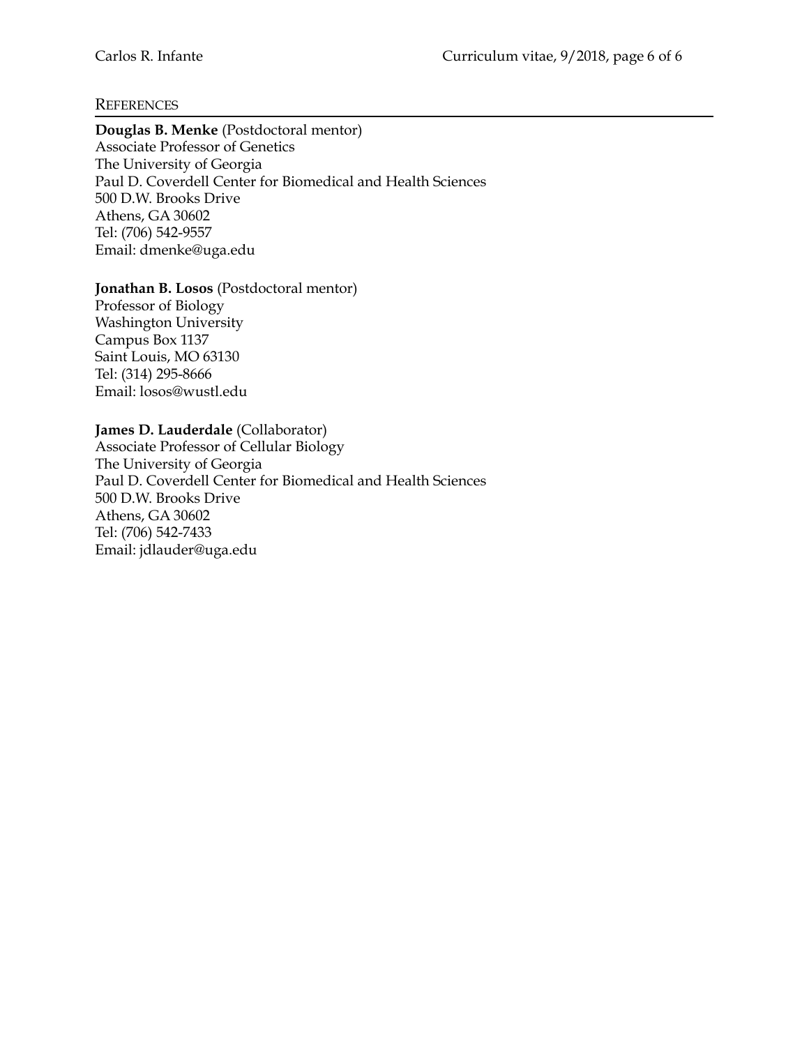## References

**Douglas B. Menke** (Postdoctoral mentor)
Associate Professor of Genetics
The University of Georgia
Paul D. Coverdell Center for Biomedical and Health Sciences
500 D.W. Brooks Drive
Athens, GA 30602
Tel: (706) 542-9557
Email: dmenke@uga.edu

**Jonathan B. Losos** (Postdoctoral mentor)
Professor of Biology
Washington University
Campus Box 1137
Saint Louis, MO 63130
Tel: (314) 295-8666
Email: losos@wustl.edu

**James D. Lauderdale** (Collaborator)
Associate Professor of Cellular Biology
The University of Georgia
Paul D. Coverdell Center for Biomedical and Health Sciences
500 D.W. Brooks Drive
Athens, GA 30602
Tel: (706) 542-7433
Email: jdlauder@uga.edu